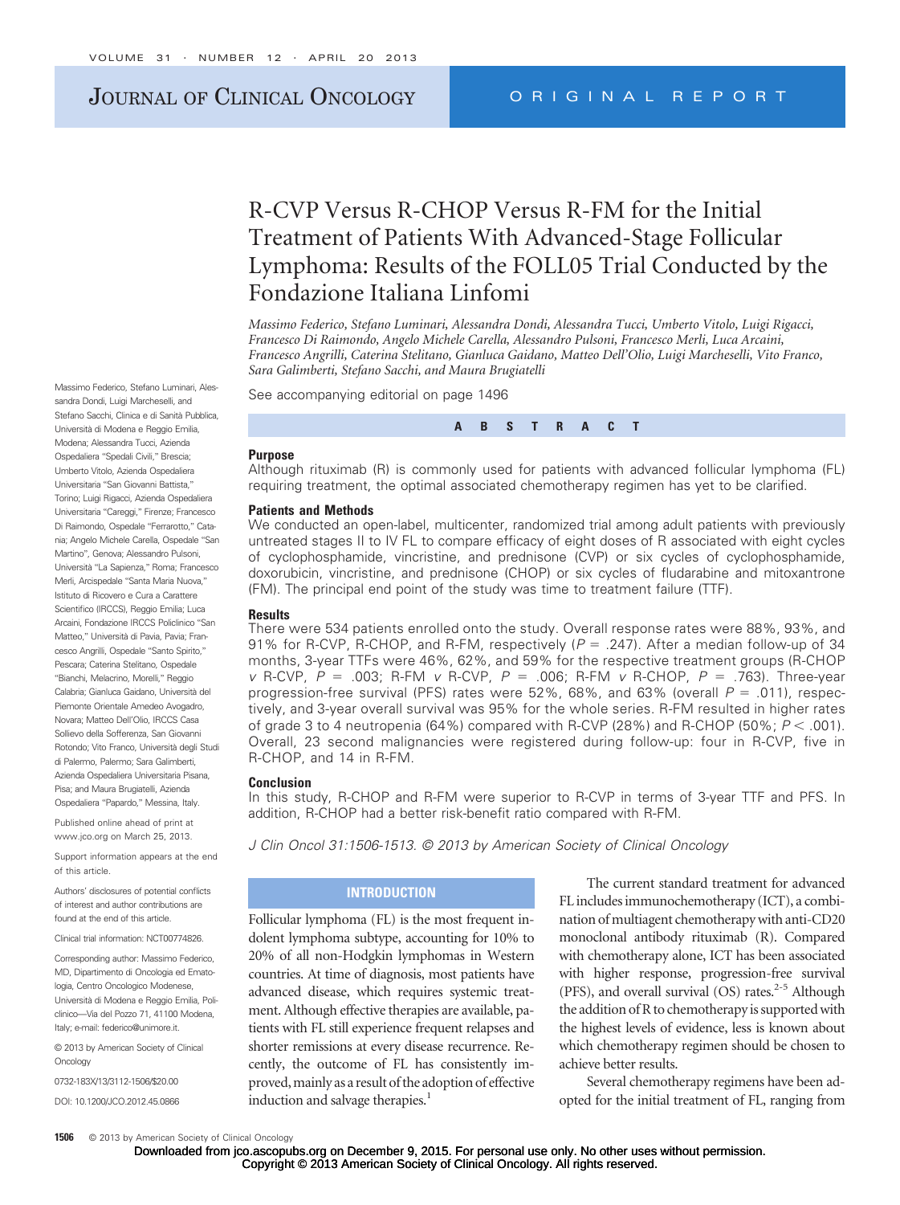# R-CVP Versus R-CHOP Versus R-FM for the Initial Treatment of Patients With Advanced-Stage Follicular Lymphoma: Results of the FOLL05 Trial Conducted by the Fondazione Italiana Linfomi

*Massimo Federico, Stefano Luminari, Alessandra Dondi, Alessandra Tucci, Umberto Vitolo, Luigi Rigacci, Francesco Di Raimondo, Angelo Michele Carella, Alessandro Pulsoni, Francesco Merli, Luca Arcaini, Francesco Angrilli, Caterina Stelitano, Gianluca Gaidano, Matteo Dell'Olio, Luigi Marcheselli, Vito Franco, Sara Galimberti, Stefano Sacchi, and Maura Brugiatelli*

Massimo Federico, Stefano Luminari, Alessandra Dondi, Luigi Marcheselli, and Stefano Sacchi, Clinica e di Sanità Pubblica, Università di Modena e Reggio Emilia, Modena; Alessandra Tucci, Azienda Ospedaliera "Spedali Civili," Brescia; Umberto Vitolo, Azienda Ospedaliera Universitaria "San Giovanni Battista," Torino; Luigi Rigacci, Azienda Ospedaliera Universitaria "Careggi," Firenze; Francesco Di Raimondo, Ospedale "Ferrarotto," Catania; Angelo Michele Carella, Ospedale "San Martino", Genova; Alessandro Pulsoni, Università "La Sapienza," Roma; Francesco Merli, Arcispedale "Santa Maria Nuova," Istituto di Ricovero e Cura a Carattere Scientifico (IRCCS), Reggio Emilia; Luca Arcaini, Fondazione IRCCS Policlinico "San Matteo," Università di Pavia, Pavia; Francesco Angrilli, Ospedale "Santo Spirito," Pescara; Caterina Stelitano, Ospedale "Bianchi, Melacrino, Morelli," Reggio Calabria; Gianluca Gaidano, Università del Piemonte Orientale Amedeo Avogadro, Novara; Matteo Dell'Olio, IRCCS Casa Sollievo della Sofferenza, San Giovanni Rotondo; Vito Franco, Università degli Studi di Palermo, Palermo; Sara Galimberti, Azienda Ospedaliera Universitaria Pisana, Pisa; and Maura Brugiatelli, Azienda Ospedaliera "Papardo," Messina, Italy.

Published online ahead of print at www.jco.org on March 25, 2013.

Support information appears at the end of this article.

Authors' disclosures of potential conflicts of interest and author contributions are found at the end of this article.

Clinical trial information: NCT00774826.

Corresponding author: Massimo Federico, MD, Dipartimento di Oncologia ed Ematologia, Centro Oncologico Modenese, Università di Modena e Reggio Emilia, Policlinico—Via del Pozzo 71, 41100 Modena, Italy; e-mail: federico@unimore.it.

© 2013 by American Society of Clinical Oncology

0732-183X/13/3112-1506/$20.00

DOI: 10.1200/JCO.2012.45.0866

See accompanying editorial on page 1496

## ABSTRACT

### Purpose

Although rituximab (R) is commonly used for patients with advanced follicular lymphoma (FL) requiring treatment, the optimal associated chemotherapy regimen has yet to be clarified.

### Patients and Methods

We conducted an open-label, multicenter, randomized trial among adult patients with previously untreated stages II to IV FL to compare efficacy of eight doses of R associated with eight cycles of cyclophosphamide, vincristine, and prednisone (CVP) or six cycles of cyclophosphamide, doxorubicin, vincristine, and prednisone (CHOP) or six cycles of fludarabine and mitoxantrone (FM). The principal end point of the study was time to treatment failure (TTF).

### Results

There were 534 patients enrolled onto the study. Overall response rates were 88%, 93%, and 91% for R-CVP, R-CHOP, and R-FM, respectively ($P$ = .247). After a median follow-up of 34 months, 3-year TTFs were 46%, 62%, and 59% for the respective treatment groups (R-CHOP *v* R-CVP, $P$ = .003; R-FM *v* R-CVP, $P$ = .006; R-FM *v* R-CHOP, $P$ = .763). Three-year progression-free survival (PFS) rates were 52%, 68%, and 63% (overall $P$ = .011), respectively, and 3-year overall survival was 95% for the whole series. R-FM resulted in higher rates of grade 3 to 4 neutropenia (64%) compared with R-CVP (28%) and R-CHOP (50%; $P < .001$). Overall, 23 second malignancies were registered during follow-up: four in R-CVP, five in R-CHOP, and 14 in R-FM.

### Conclusion

In this study, R-CHOP and R-FM were superior to R-CVP in terms of 3-year TTF and PFS. In addition, R-CHOP had a better risk-benefit ratio compared with R-FM.

*J Clin Oncol 31:1506-1513. © 2013 by American Society of Clinical Oncology*

## INTRODUCTION

Follicular lymphoma (FL) is the most frequent indolent lymphoma subtype, accounting for 10% to 20% of all non-Hodgkin lymphomas in Western countries. At time of diagnosis, most patients have advanced disease, which requires systemic treatment. Although effective therapies are available, patients with FL still experience frequent relapses and shorter remissions at every disease recurrence. Recently, the outcome of FL has consistently improved, mainly as a result of the adoption of effective induction and salvage therapies.[1]

The current standard treatment for advanced FL includes immunochemotherapy (ICT), a combination of multiagent chemotherapy with anti-CD20 monoclonal antibody rituximab (R). Compared with chemotherapy alone, ICT has been associated with higher response, progression-free survival (PFS), and overall survival (OS) rates.[2-5] Although the addition of R to chemotherapy is supported with the highest levels of evidence, less is known about which chemotherapy regimen should be chosen to achieve better results.

Several chemotherapy regimens have been adopted for the initial treatment of FL, ranging from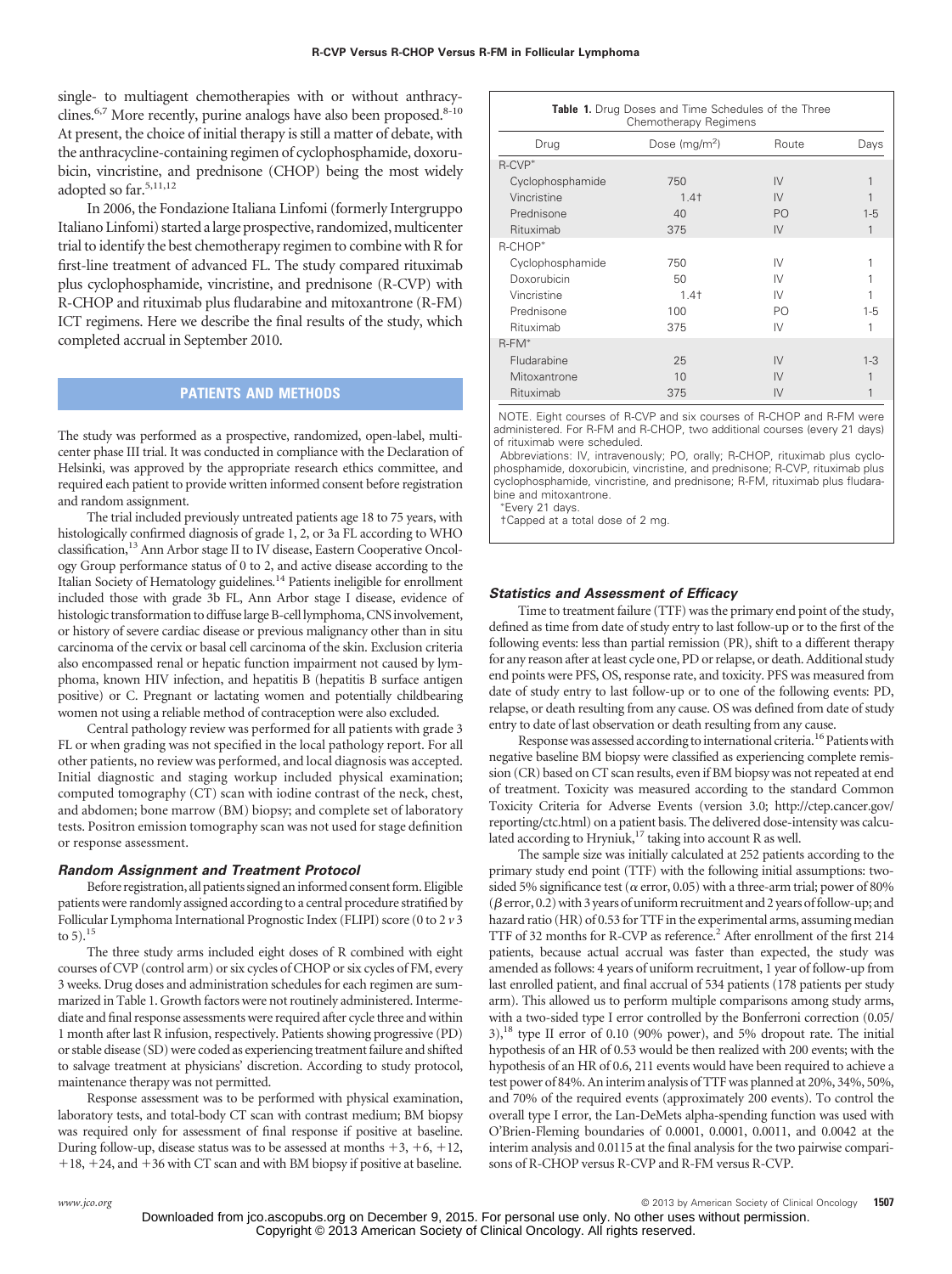single- to multiagent chemotherapies with or without anthracyclines.[6,7] More recently, purine analogs have also been proposed.[8-10] At present, the choice of initial therapy is still a matter of debate, with the anthracycline-containing regimen of cyclophosphamide, doxorubicin, vincristine, and prednisone (CHOP) being the most widely adopted so far.[5,11,12]

In 2006, the Fondazione Italiana Linfomi (formerly Intergruppo Italiano Linfomi) started a large prospective, randomized, multicenter trial to identify the best chemotherapy regimen to combine with R for first-line treatment of advanced FL. The study compared rituximab plus cyclophosphamide, vincristine, and prednisone (R-CVP) with R-CHOP and rituximab plus fludarabine and mitoxantrone (R-FM) ICT regimens. Here we describe the final results of the study, which completed accrual in September 2010.

## PATIENTS AND METHODS

The study was performed as a prospective, randomized, open-label, multicenter phase III trial. It was conducted in compliance with the Declaration of Helsinki, was approved by the appropriate research ethics committee, and required each patient to provide written informed consent before registration and random assignment.

The trial included previously untreated patients age 18 to 75 years, with histologically confirmed diagnosis of grade 1, 2, or 3a FL according to WHO classification,[13] Ann Arbor stage II to IV disease, Eastern Cooperative Oncology Group performance status of 0 to 2, and active disease according to the Italian Society of Hematology guidelines.[14] Patients ineligible for enrollment included those with grade 3b FL, Ann Arbor stage I disease, evidence of histologic transformation to diffuse large B-cell lymphoma, CNS involvement, or history of severe cardiac disease or previous malignancy other than in situ carcinoma of the cervix or basal cell carcinoma of the skin. Exclusion criteria also encompassed renal or hepatic function impairment not caused by lymphoma, known HIV infection, and hepatitis B (hepatitis B surface antigen positive) or C. Pregnant or lactating women and potentially childbearing women not using a reliable method of contraception were also excluded.

Central pathology review was performed for all patients with grade 3 FL or when grading was not specified in the local pathology report. For all other patients, no review was performed, and local diagnosis was accepted. Initial diagnostic and staging workup included physical examination; computed tomography (CT) scan with iodine contrast of the neck, chest, and abdomen; bone marrow (BM) biopsy; and complete set of laboratory tests. Positron emission tomography scan was not used for stage definition or response assessment.

### Random Assignment and Treatment Protocol

Before registration, all patients signed an informed consent form. Eligible patients were randomly assigned according to a central procedure stratified by Follicular Lymphoma International Prognostic Index (FLIPI) score (0 to 2 *v* 3 to 5).[15]

The three study arms included eight doses of R combined with eight courses of CVP (control arm) or six cycles of CHOP or six cycles of FM, every 3 weeks. Drug doses and administration schedules for each regimen are summarized in Table 1. Growth factors were not routinely administered. Intermediate and final response assessments were required after cycle three and within 1 month after last R infusion, respectively. Patients showing progressive (PD) or stable disease (SD) were coded as experiencing treatment failure and shifted to salvage treatment at physicians' discretion. According to study protocol, maintenance therapy was not permitted.

Response assessment was to be performed with physical examination, laboratory tests, and total-body CT scan with contrast medium; BM biopsy was required only for assessment of final response if positive at baseline. During follow-up, disease status was to be assessed at months +3, +6, +12, +18, +24, and +36 with CT scan and with BM biopsy if positive at baseline.

**Table 1.** Drug Doses and Time Schedules of the Three Chemotherapy Regimens

| Drug | Dose (mg/m²) | Route | Days |
|---|---|---|---|
| R-CVP* | | | |
| Cyclophosphamide | 750 | IV | 1 |
| Vincristine | 1.4† | IV | 1 |
| Prednisone | 40 | PO | 1-5 |
| Rituximab | 375 | IV | 1 |
| R-CHOP* | | | |
| Cyclophosphamide | 750 | IV | 1 |
| Doxorubicin | 50 | IV | 1 |
| Vincristine | 1.4† | IV | 1 |
| Prednisone | 100 | PO | 1-5 |
| Rituximab | 375 | IV | 1 |
| R-FM* | | | |
| Fludarabine | 25 | IV | 1-3 |
| Mitoxantrone | 10 | IV | 1 |
| Rituximab | 375 | IV | 1 |

NOTE. Eight courses of R-CVP and six courses of R-CHOP and R-FM were administered. For R-FM and R-CHOP, two additional courses (every 21 days) of rituximab were scheduled.

Abbreviations: IV, intravenously; PO, orally; R-CHOP, rituximab plus cyclophosphamide, doxorubicin, vincristine, and prednisone; R-CVP, rituximab plus cyclophosphamide, vincristine, and prednisone; R-FM, rituximab plus fludarabine and mitoxantrone.

*Every 21 days.

†Capped at a total dose of 2 mg.

### Statistics and Assessment of Efficacy

Time to treatment failure (TTF) was the primary end point of the study, defined as time from date of study entry to last follow-up or to the first of the following events: less than partial remission (PR), shift to a different therapy for any reason after at least cycle one, PD or relapse, or death. Additional study end points were PFS, OS, response rate, and toxicity. PFS was measured from date of study entry to last follow-up or to one of the following events: PD, relapse, or death resulting from any cause. OS was defined from date of study entry to date of last observation or death resulting from any cause.

Response was assessed according to international criteria.[16] Patients with negative baseline BM biopsy were classified as experiencing complete remission (CR) based on CT scan results, even if BM biopsy was not repeated at end of treatment. Toxicity was measured according to the standard Common Toxicity Criteria for Adverse Events (version 3.0; http://ctep.cancer.gov/reporting/ctc.html) on a patient basis. The delivered dose-intensity was calculated according to Hryniuk,[17] taking into account R as well.

The sample size was initially calculated at 252 patients according to the primary study end point (TTF) with the following initial assumptions: two-sided 5% significance test ($\alpha$ error, 0.05) with a three-arm trial; power of 80% ($\beta$ error, 0.2) with 3 years of uniform recruitment and 2 years of follow-up; and hazard ratio (HR) of 0.53 for TTF in the experimental arms, assuming median TTF of 32 months for R-CVP as reference.[2] After enrollment of the first 214 patients, because actual accrual was faster than expected, the study was amended as follows: 4 years of uniform recruitment, 1 year of follow-up from last enrolled patient, and final accrual of 534 patients (178 patients per study arm). This allowed us to perform multiple comparisons among study arms, with a two-sided type I error controlled by the Bonferroni correction (0.05/3),[18] type II error of 0.10 (90% power), and 5% dropout rate. The initial hypothesis of an HR of 0.53 would be then realized with 200 events; with the hypothesis of an HR of 0.6, 211 events would have been required to achieve a test power of 84%. An interim analysis of TTF was planned at 20%, 34%, 50%, and 70% of the required events (approximately 200 events). To control the overall type I error, the Lan-DeMets alpha-spending function was used with O'Brien-Fleming boundaries of 0.0001, 0.0001, 0.0011, and 0.0042 at the interim analysis and 0.0115 at the final analysis for the two pairwise comparisons of R-CHOP versus R-CVP and R-FM versus R-CVP.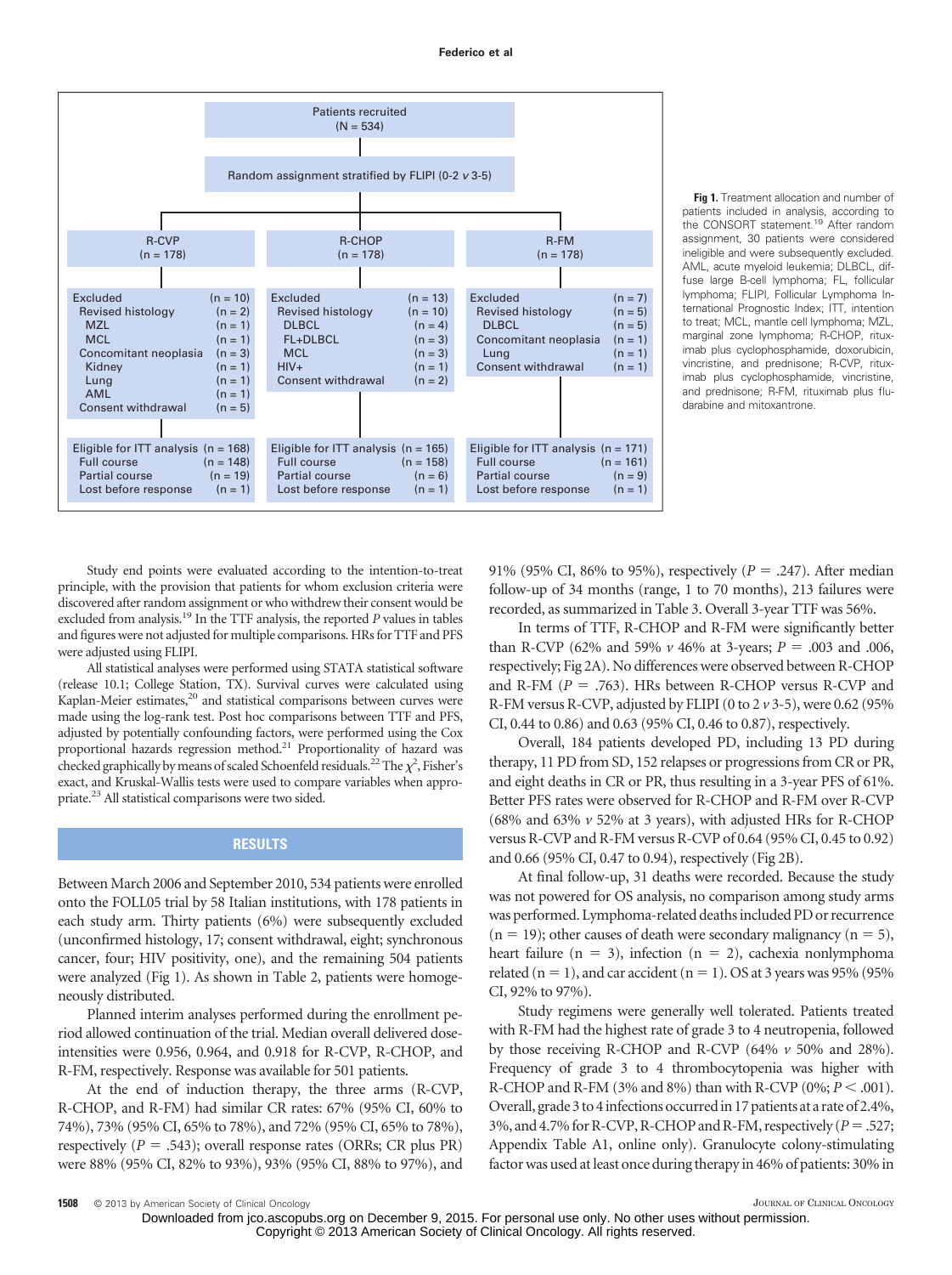| Patients recruited (N = 534) | | |
|---|---|---|
| Random assignment stratified by FLIPI (0-2 v 3-5) | | |
| **R-CVP (n = 178)** | **R-CHOP (n = 178)** | **R-FM (n = 178)** |
| Excluded (n = 10) | Excluded (n = 13) | Excluded (n = 7) |
| Revised histology (n = 2) | Revised histology (n = 10) | Revised histology (n = 5) |
| MZL (n = 1) | DLBCL (n = 4) | DLBCL (n = 5) |
| MCL (n = 1) | FL+DLBCL (n = 3) | Concomitant neoplasia (n = 1) |
| Concomitant neoplasia (n = 3) | MCL (n = 3) | Lung (n = 1) |
| Kidney (n = 1) | HIV+ (n = 1) | Consent withdrawal (n = 1) |
| Lung (n = 1) | Consent withdrawal (n = 2) | |
| AML (n = 1) | | |
| Consent withdrawal (n = 5) | | |
| Eligible for ITT analysis (n = 168) | Eligible for ITT analysis (n = 165) | Eligible for ITT analysis (n = 171) |
| Full course (n = 148) | Full course (n = 158) | Full course (n = 161) |
| Partial course (n = 19) | Partial course (n = 6) | Partial course (n = 9) |
| Lost before response (n = 1) | Lost before response (n = 1) | Lost before response (n = 1) |

**Fig 1.** Treatment allocation and number of patients included in analysis, according to the CONSORT statement.[19] After random assignment, 30 patients were considered ineligible and were subsequently excluded. AML, acute myeloid leukemia; DLBCL, diffuse large B-cell lymphoma; FL, follicular lymphoma; FLIPI, Follicular Lymphoma International Prognostic Index; ITT, intention to treat; MCL, mantle cell lymphoma; MZL, marginal zone lymphoma; R-CHOP, rituximab plus cyclophosphamide, doxorubicin, vincristine, and prednisone; R-CVP, rituximab plus cyclophosphamide, vincristine, and prednisone; R-FM, rituximab plus fludarabine and mitoxantrone.

Study end points were evaluated according to the intention-to-treat principle, with the provision that patients for whom exclusion criteria were discovered after random assignment or who withdrew their consent would be excluded from analysis.[19] In the TTF analysis, the reported *P* values in tables and figures were not adjusted for multiple comparisons. HRs for TTF and PFS were adjusted using FLIPI.

All statistical analyses were performed using STATA statistical software (release 10.1; College Station, TX). Survival curves were calculated using Kaplan-Meier estimates,[20] and statistical comparisons between curves were made using the log-rank test. Post hoc comparisons between TTF and PFS, adjusted by potentially confounding factors, were performed using the Cox proportional hazards regression method.[21] Proportionality of hazard was checked graphically by means of scaled Schoenfeld residuals.[22] The $\chi^2$, Fisher's exact, and Kruskal-Wallis tests were used to compare variables when appropriate.[23] All statistical comparisons were two sided.

## RESULTS

Between March 2006 and September 2010, 534 patients were enrolled onto the FOLL05 trial by 58 Italian institutions, with 178 patients in each study arm. Thirty patients (6%) were subsequently excluded (unconfirmed histology, 17; consent withdrawal, eight; synchronous cancer, four; HIV positivity, one), and the remaining 504 patients were analyzed (Fig 1). As shown in Table 2, patients were homogeneously distributed.

Planned interim analyses performed during the enrollment period allowed continuation of the trial. Median overall delivered dose-intensities were 0.956, 0.964, and 0.918 for R-CVP, R-CHOP, and R-FM, respectively. Response was available for 501 patients.

At the end of induction therapy, the three arms (R-CVP, R-CHOP, and R-FM) had similar CR rates: 67% (95% CI, 60% to 74%), 73% (95% CI, 65% to 78%), and 72% (95% CI, 65% to 78%), respectively ($P$ = .543); overall response rates (ORRs; CR plus PR) were 88% (95% CI, 82% to 93%), 93% (95% CI, 88% to 97%), and 91% (95% CI, 86% to 95%), respectively ($P$ = .247). After median follow-up of 34 months (range, 1 to 70 months), 213 failures were recorded, as summarized in Table 3. Overall 3-year TTF was 56%.

In terms of TTF, R-CHOP and R-FM were significantly better than R-CVP (62% and 59% *v* 46% at 3-years; $P$ = .003 and .006, respectively; Fig 2A). No differences were observed between R-CHOP and R-FM ($P$ = .763). HRs between R-CHOP versus R-CVP and R-FM versus R-CVP, adjusted by FLIPI (0 to 2 *v* 3-5), were 0.62 (95% CI, 0.44 to 0.86) and 0.63 (95% CI, 0.46 to 0.87), respectively.

Overall, 184 patients developed PD, including 13 PD during therapy, 11 PD from SD, 152 relapses or progressions from CR or PR, and eight deaths in CR or PR, thus resulting in a 3-year PFS of 61%. Better PFS rates were observed for R-CHOP and R-FM over R-CVP (68% and 63% *v* 52% at 3 years), with adjusted HRs for R-CHOP versus R-CVP and R-FM versus R-CVP of 0.64 (95% CI, 0.45 to 0.92) and 0.66 (95% CI, 0.47 to 0.94), respectively (Fig 2B).

At final follow-up, 31 deaths were recorded. Because the study was not powered for OS analysis, no comparison among study arms was performed. Lymphoma-related deaths included PD or recurrence (n = 19); other causes of death were secondary malignancy (n = 5), heart failure (n = 3), infection (n = 2), cachexia nonlymphoma related (n = 1), and car accident (n = 1). OS at 3 years was 95% (95% CI, 92% to 97%).

Study regimens were generally well tolerated. Patients treated with R-FM had the highest rate of grade 3 to 4 neutropenia, followed by those receiving R-CHOP and R-CVP (64% *v* 50% and 28%). Frequency of grade 3 to 4 thrombocytopenia was higher with R-CHOP and R-FM (3% and 8%) than with R-CVP (0%; $P < .001$). Overall, grade 3 to 4 infections occurred in 17 patients at a rate of 2.4%, 3%, and 4.7% for R-CVP, R-CHOP and R-FM, respectively ($P$ = .527; Appendix Table A1, online only). Granulocyte colony-stimulating factor was used at least once during therapy in 46% of patients: 30% in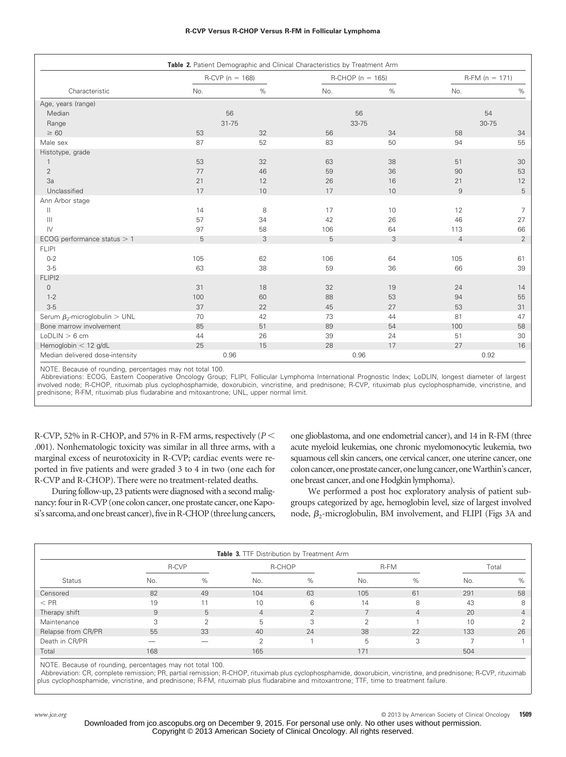**Table 2.** Patient Demographic and Clinical Characteristics by Treatment Arm

| Characteristic | R-CVP (n = 168) | | R-CHOP (n = 165) | | R-FM (n = 171) | |
|---|---|---|---|---|---|---|
| | No. | % | No. | % | No. | % |
| Age, years (range) | | | | | | |
| Median | 56 | | 56 | | 54 | |
| Range | 31-75 | | 33-75 | | 30-75 | |
| ≥ 60 | 53 | 32 | 56 | 34 | 58 | 34 |
| Male sex | 87 | 52 | 83 | 50 | 94 | 55 |
| Histotype, grade | | | | | | |
| 1 | 53 | 32 | 63 | 38 | 51 | 30 |
| 2 | 77 | 46 | 59 | 36 | 90 | 53 |
| 3a | 21 | 12 | 26 | 16 | 21 | 12 |
| Unclassified | 17 | 10 | 17 | 10 | 9 | 5 |
| Ann Arbor stage | | | | | | |
| II | 14 | 8 | 17 | 10 | 12 | 7 |
| III | 57 | 34 | 42 | 26 | 46 | 27 |
| IV | 97 | 58 | 106 | 64 | 113 | 66 |
| ECOG performance status > 1 | 5 | 3 | 5 | 3 | 4 | 2 |
| FLIPI | | | | | | |
| 0-2 | 105 | 62 | 106 | 64 | 105 | 61 |
| 3-5 | 63 | 38 | 59 | 36 | 66 | 39 |
| FLIPI2 | | | | | | |
| 0 | 31 | 18 | 32 | 19 | 24 | 14 |
| 1-2 | 100 | 60 | 88 | 53 | 94 | 55 |
| 3-5 | 37 | 22 | 45 | 27 | 53 | 31 |
| Serum $\beta_2$-microglobulin > UNL | 70 | 42 | 73 | 44 | 81 | 47 |
| Bone marrow involvement | 85 | 51 | 89 | 54 | 100 | 58 |
| LoDLIN > 6 cm | 44 | 26 | 39 | 24 | 51 | 30 |
| Hemoglobin < 12 g/dL | 25 | 15 | 28 | 17 | 27 | 16 |
| Median delivered dose-intensity | 0.96 | | 0.96 | | 0.92 | |

NOTE. Because of rounding, percentages may not total 100.
Abbreviations: ECOG, Eastern Cooperative Oncology Group; FLIPI, Follicular Lymphoma International Prognostic Index; LoDLIN, longest diameter of largest involved node; R-CHOP, rituximab plus cyclophosphamide, doxorubicin, vincristine, and prednisone; R-CVP, rituximab plus cyclophosphamide, vincristine, and prednisone; R-FM, rituximab plus fludarabine and mitoxantrone; UNL, upper normal limit.

R-CVP, 52% in R-CHOP, and 57% in R-FM arms, respectively ($P <$ .001). Nonhematologic toxicity was similar in all three arms, with a marginal excess of neurotoxicity in R-CVP; cardiac events were reported in five patients and were graded 3 to 4 in two (one each for R-CVP and R-CHOP). There were no treatment-related deaths.

During follow-up, 23 patients were diagnosed with a second malignancy: four in R-CVP (one colon cancer, one prostate cancer, one Kaposi's sarcoma, and one breast cancer), five in R-CHOP (three lung cancers, one glioblastoma, and one endometrial cancer), and 14 in R-FM (three acute myeloid leukemias, one chronic myelomonocytic leukemia, two squamous cell skin cancers, one cervical cancer, one uterine cancer, one colon cancer, one prostate cancer, one lung cancer, one Warthin's cancer, one breast cancer, and one Hodgkin lymphoma).

We performed a post hoc exploratory analysis of patient subgroups categorized by age, hemoglobin level, size of largest involved node, $\beta_2$-microglobulin, BM involvement, and FLIPI (Figs 3A and

**Table 3.** TTF Distribution by Treatment Arm

| Status | R-CVP | | R-CHOP | | R-FM | | Total | |
|---|---|---|---|---|---|---|---|---|
| | No. | % | No. | % | No. | % | No. | % |
| Censored | 82 | 49 | 104 | 63 | 105 | 61 | 291 | 58 |
| < PR | 19 | 11 | 10 | 6 | 14 | 8 | 43 | 8 |
| Therapy shift | 9 | 5 | 4 | 2 | 7 | 4 | 20 | 4 |
| Maintenance | 3 | 2 | 5 | 3 | 2 | 1 | 10 | 2 |
| Relapse from CR/PR | 55 | 33 | 40 | 24 | 38 | 22 | 133 | 26 |
| Death in CR/PR | — | — | 2 | 1 | 5 | 3 | 7 | 1 |
| Total | 168 | | 165 | | 171 | | 504 | |

NOTE. Because of rounding, percentages may not total 100.
Abbreviation: CR, complete remission; PR, partial remission; R-CHOP, rituximab plus cyclophosphamide, doxorubicin, vincristine, and prednisone; R-CVP, rituximab plus cyclophosphamide, vincristine, and prednisone; R-FM, rituximab plus fludarabine and mitoxantrone; TTF, time to treatment failure.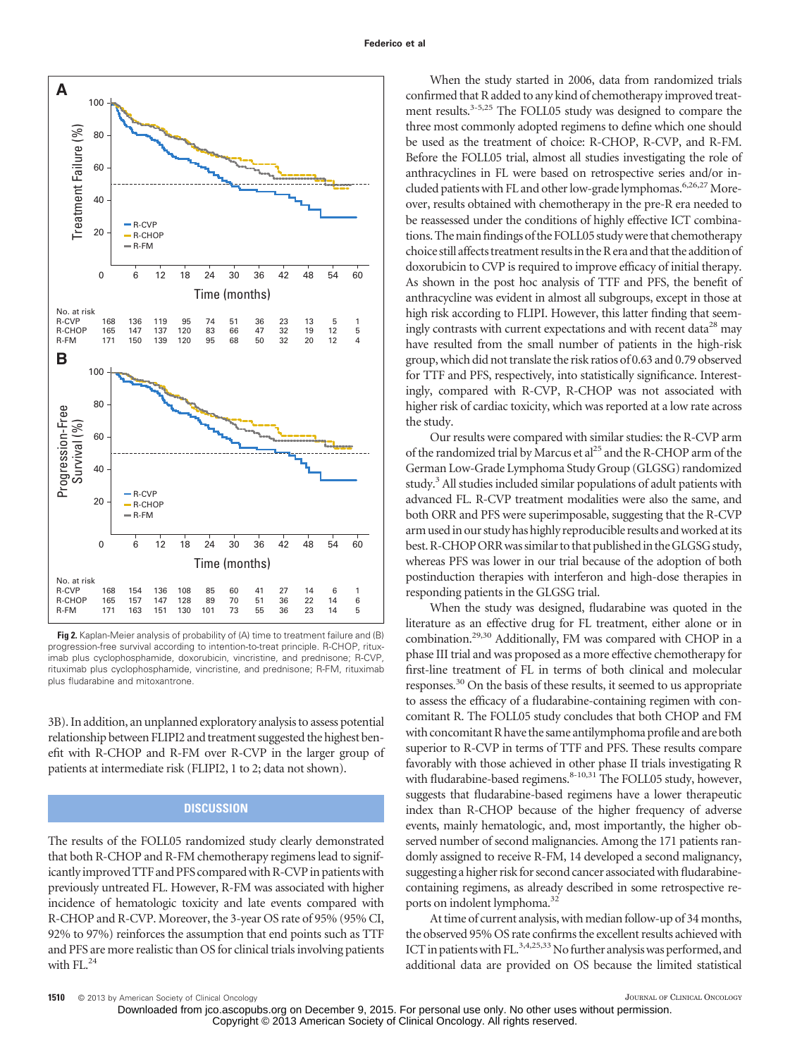No. at risk

| | 0 | 6 | 12 | 18 | 24 | 30 | 36 | 42 | 48 | 54 | 60 |
|---|---|---|---|---|---|---|---|---|---|---|---|
| R-CVP | 168 | 136 | 119 | 95 | 74 | 51 | 36 | 23 | 13 | 5 | 1 |
| R-CHOP | 165 | 147 | 137 | 120 | 83 | 66 | 47 | 32 | 19 | 12 | 5 |
| R-FM | 171 | 150 | 139 | 120 | 95 | 68 | 50 | 32 | 20 | 12 | 4 |

No. at risk

| | 0 | 6 | 12 | 18 | 24 | 30 | 36 | 42 | 48 | 54 | 60 |
|---|---|---|---|---|---|---|---|---|---|---|---|
| R-CVP | 168 | 154 | 136 | 108 | 85 | 60 | 41 | 27 | 14 | 6 | 1 |
| R-CHOP | 165 | 157 | 147 | 128 | 89 | 70 | 51 | 36 | 22 | 14 | 6 |
| R-FM | 171 | 163 | 151 | 130 | 101 | 73 | 55 | 36 | 23 | 14 | 5 |

**Fig 2.** Kaplan-Meier analysis of probability of (A) time to treatment failure and (B) progression-free survival according to intention-to-treat principle. R-CHOP, rituximab plus cyclophosphamide, doxorubicin, vincristine, and prednisone; R-CVP, rituximab plus cyclophosphamide, vincristine, and prednisone; R-FM, rituximab plus fludarabine and mitoxantrone.

3B). In addition, an unplanned exploratory analysis to assess potential relationship between FLIPI2 and treatment suggested the highest benefit with R-CHOP and R-FM over R-CVP in the larger group of patients at intermediate risk (FLIPI2, 1 to 2; data not shown).

## DISCUSSION

The results of the FOLL05 randomized study clearly demonstrated that both R-CHOP and R-FM chemotherapy regimens lead to significantly improved TTF and PFS compared with R-CVP in patients with previously untreated FL. However, R-FM was associated with higher incidence of hematologic toxicity and late events compared with R-CHOP and R-CVP. Moreover, the 3-year OS rate of 95% (95% CI, 92% to 97%) reinforces the assumption that end points such as TTF and PFS are more realistic than OS for clinical trials involving patients with FL.[24]

When the study started in 2006, data from randomized trials confirmed that R added to any kind of chemotherapy improved treatment results.[3-5,25] The FOLL05 study was designed to compare the three most commonly adopted regimens to define which one should be used as the treatment of choice: R-CHOP, R-CVP, and R-FM. Before the FOLL05 trial, almost all studies investigating the role of anthracyclines in FL were based on retrospective series and/or included patients with FL and other low-grade lymphomas.[6,26,27] Moreover, results obtained with chemotherapy in the pre-R era needed to be reassessed under the conditions of highly effective ICT combinations. The main findings of the FOLL05 study were that chemotherapy choice still affects treatment results in the R era and that the addition of doxorubicin to CVP is required to improve efficacy of initial therapy. As shown in the post hoc analysis of TTF and PFS, the benefit of anthracycline was evident in almost all subgroups, except in those at high risk according to FLIPI. However, this latter finding that seemingly contrasts with current expectations and with recent data[28] may have resulted from the small number of patients in the high-risk group, which did not translate the risk ratios of 0.63 and 0.79 observed for TTF and PFS, respectively, into statistically significance. Interestingly, compared with R-CVP, R-CHOP was not associated with higher risk of cardiac toxicity, which was reported at a low rate across the study.

Our results were compared with similar studies: the R-CVP arm of the randomized trial by Marcus et al[25] and the R-CHOP arm of the German Low-Grade Lymphoma Study Group (GLGSG) randomized study.[3] All studies included similar populations of adult patients with advanced FL. R-CVP treatment modalities were also the same, and both ORR and PFS were superimposable, suggesting that the R-CVP arm used in our study has highly reproducible results and worked at its best. R-CHOP ORR was similar to that published in the GLGSG study, whereas PFS was lower in our trial because of the adoption of both postinduction therapies with interferon and high-dose therapies in responding patients in the GLGSG trial.

When the study was designed, fludarabine was quoted in the literature as an effective drug for FL treatment, either alone or in combination.[29,30] Additionally, FM was compared with CHOP in a phase III trial and was proposed as a more effective chemotherapy for first-line treatment of FL in terms of both clinical and molecular responses.[30] On the basis of these results, it seemed to us appropriate to assess the efficacy of a fludarabine-containing regimen with concomitant R. The FOLL05 study concludes that both CHOP and FM with concomitant R have the same antilymphoma profile and are both superior to R-CVP in terms of TTF and PFS. These results compare favorably with those achieved in other phase II trials investigating R with fludarabine-based regimens.[8-10,31] The FOLL05 study, however, suggests that fludarabine-based regimens have a lower therapeutic index than R-CHOP because of the higher frequency of adverse events, mainly hematologic, and, most importantly, the higher observed number of second malignancies. Among the 171 patients randomly assigned to receive R-FM, 14 developed a second malignancy, suggesting a higher risk for second cancer associated with fludarabine-containing regimens, as already described in some retrospective reports on indolent lymphoma.[32]

At time of current analysis, with median follow-up of 34 months, the observed 95% OS rate confirms the excellent results achieved with ICT in patients with FL.[3,4,25,33] No further analysis was performed, and additional data are provided on OS because the limited statistical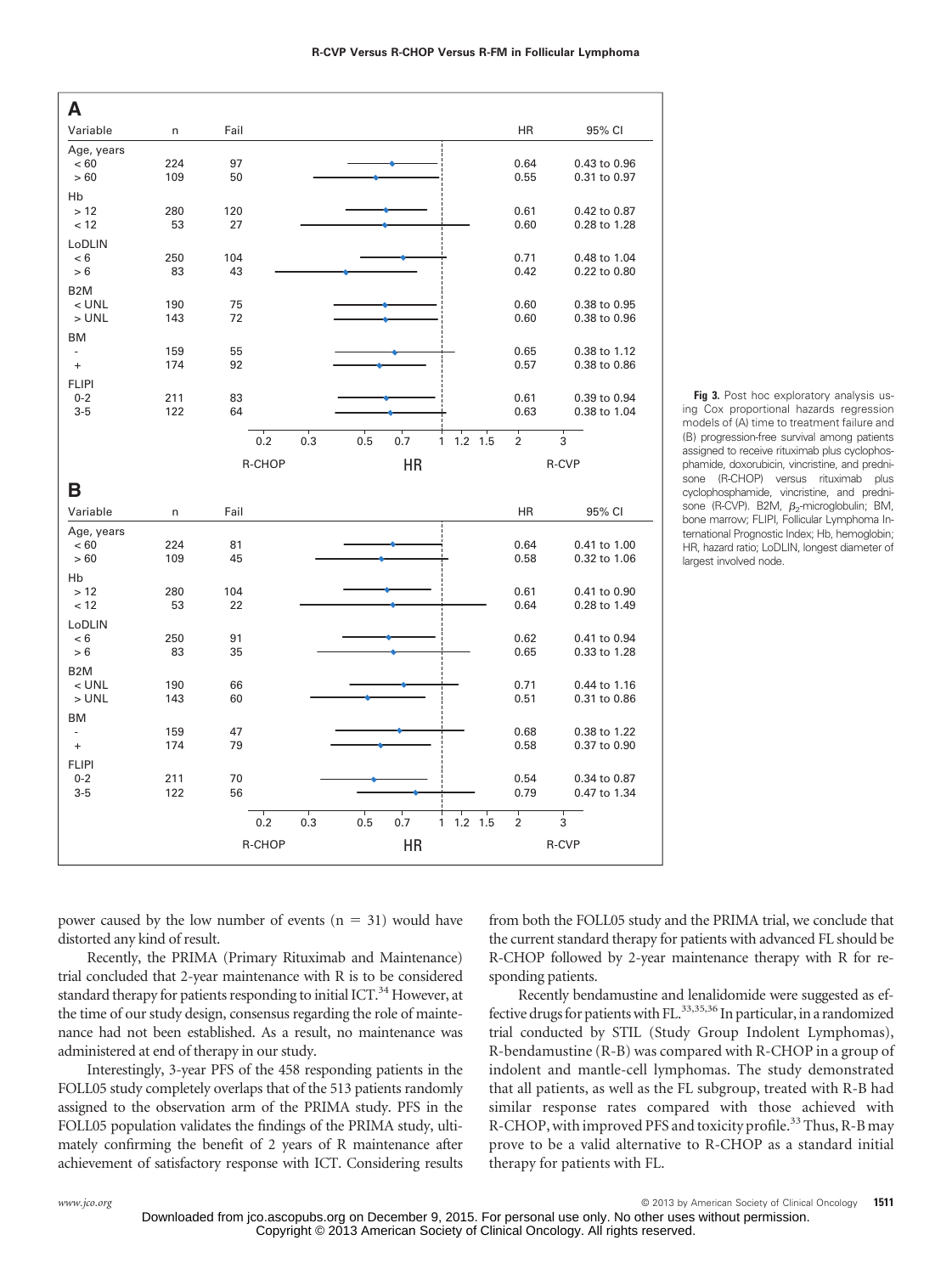**A**

| Variable | n | Fail | HR | 95% CI |
|---|---|---|---|---|
| Age, years | | | | |
| < 60 | 224 | 97 | 0.64 | 0.43 to 0.96 |
| > 60 | 109 | 50 | 0.55 | 0.31 to 0.97 |
| Hb | | | | |
| > 12 | 280 | 120 | 0.61 | 0.42 to 0.87 |
| < 12 | 53 | 27 | 0.60 | 0.28 to 1.28 |
| LoDLIN | | | | |
| < 6 | 250 | 104 | 0.71 | 0.48 to 1.04 |
| > 6 | 83 | 43 | 0.42 | 0.22 to 0.80 |
| B2M | | | | |
| < UNL | 190 | 75 | 0.60 | 0.38 to 0.95 |
| > UNL | 143 | 72 | 0.60 | 0.38 to 0.96 |
| BM | | | | |
| - | 159 | 55 | 0.65 | 0.38 to 1.12 |
| + | 174 | 92 | 0.57 | 0.38 to 0.86 |
| FLIPI | | | | |
| 0-2 | 211 | 83 | 0.61 | 0.39 to 0.94 |
| 3-5 | 122 | 64 | 0.63 | 0.38 to 1.04 |

HR axis: 0.2, 0.3, 0.5, 0.7, 1, 1.2, 1.5, 2, 3 (R-CHOP ← HR → R-CVP)

**B**

| Variable | n | Fail | HR | 95% CI |
|---|---|---|---|---|
| Age, years | | | | |
| < 60 | 224 | 81 | 0.64 | 0.41 to 1.00 |
| > 60 | 109 | 45 | 0.58 | 0.32 to 1.06 |
| Hb | | | | |
| > 12 | 280 | 104 | 0.61 | 0.41 to 0.90 |
| < 12 | 53 | 22 | 0.64 | 0.28 to 1.49 |
| LoDLIN | | | | |
| < 6 | 250 | 91 | 0.62 | 0.41 to 0.94 |
| > 6 | 83 | 35 | 0.65 | 0.33 to 1.28 |
| B2M | | | | |
| < UNL | 190 | 66 | 0.71 | 0.44 to 1.16 |
| > UNL | 143 | 60 | 0.51 | 0.31 to 0.86 |
| BM | | | | |
| - | 159 | 47 | 0.68 | 0.38 to 1.22 |
| + | 174 | 79 | 0.58 | 0.37 to 0.90 |
| FLIPI | | | | |
| 0-2 | 211 | 70 | 0.54 | 0.34 to 0.87 |
| 3-5 | 122 | 56 | 0.79 | 0.47 to 1.34 |

HR axis: 0.2, 0.3, 0.5, 0.7, 1, 1.2, 1.5, 2, 3 (R-CHOP ← HR → R-CVP)

**Fig 3.** Post hoc exploratory analysis using Cox proportional hazards regression models of (A) time to treatment failure and (B) progression-free survival among patients assigned to receive rituximab plus cyclophosphamide, doxorubicin, vincristine, and prednisone (R-CHOP) versus rituximab plus cyclophosphamide, vincristine, and prednisone (R-CVP). B2M, $\beta_2$-microglobulin; BM, bone marrow; FLIPI, Follicular Lymphoma International Prognostic Index; Hb, hemoglobin; HR, hazard ratio; LoDLIN, longest diameter of largest involved node.

power caused by the low number of events (n = 31) would have distorted any kind of result.

Recently, the PRIMA (Primary Rituximab and Maintenance) trial concluded that 2-year maintenance with R is to be considered standard therapy for patients responding to initial ICT.[34] However, at the time of our study design, consensus regarding the role of maintenance had not been established. As a result, no maintenance was administered at end of therapy in our study.

Interestingly, 3-year PFS of the 458 responding patients in the FOLL05 study completely overlaps that of the 513 patients randomly assigned to the observation arm of the PRIMA study. PFS in the FOLL05 population validates the findings of the PRIMA study, ultimately confirming the benefit of 2 years of R maintenance after achievement of satisfactory response with ICT. Considering results from both the FOLL05 study and the PRIMA trial, we conclude that the current standard therapy for patients with advanced FL should be R-CHOP followed by 2-year maintenance therapy with R for responding patients.

Recently bendamustine and lenalidomide were suggested as effective drugs for patients with FL.[33,35,36] In particular, in a randomized trial conducted by STIL (Study Group Indolent Lymphomas), R-bendamustine (R-B) was compared with R-CHOP in a group of indolent and mantle-cell lymphomas. The study demonstrated that all patients, as well as the FL subgroup, treated with R-B had similar response rates compared with those achieved with R-CHOP, with improved PFS and toxicity profile.[33] Thus, R-B may prove to be a valid alternative to R-CHOP as a standard initial therapy for patients with FL.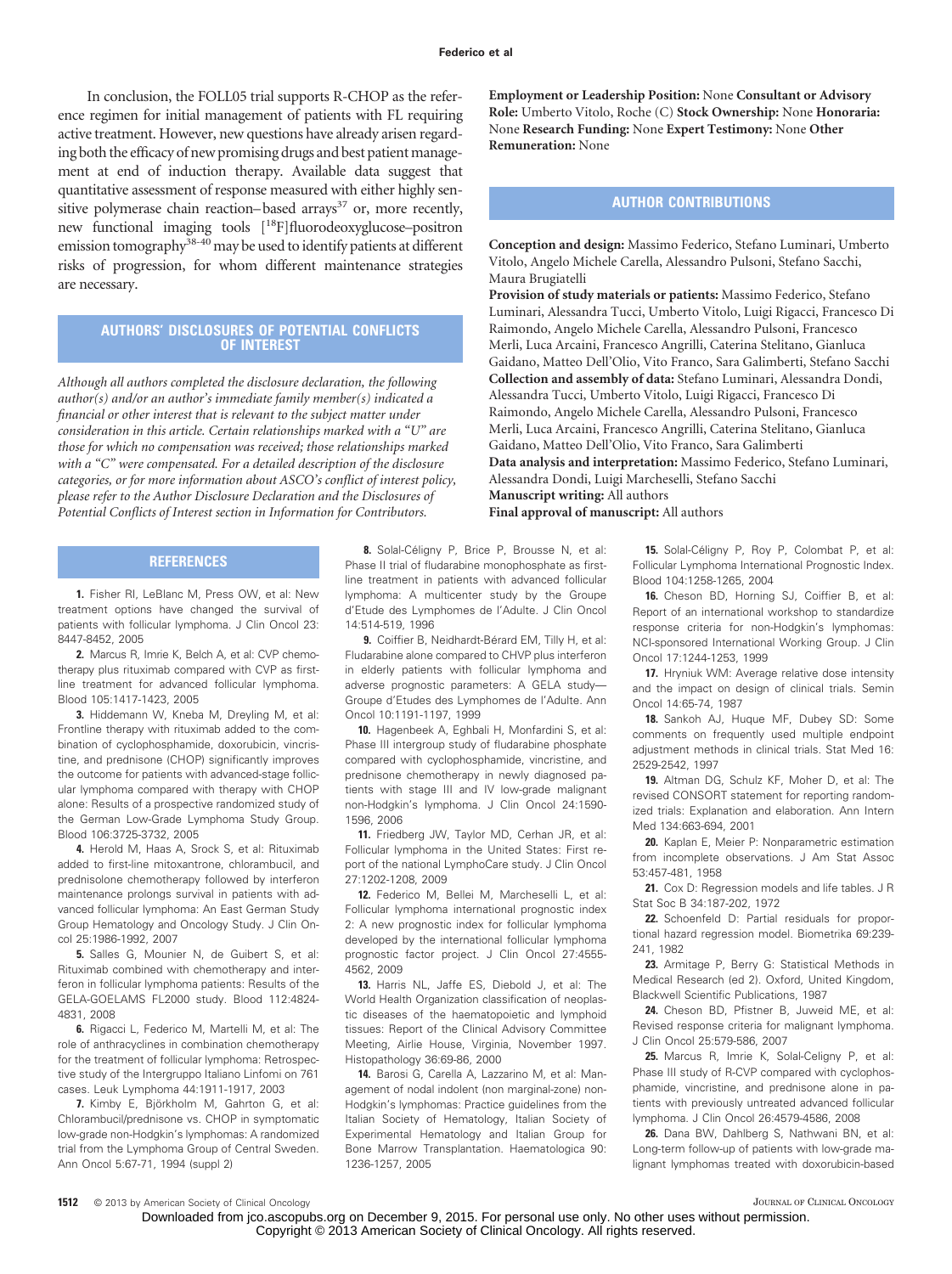In conclusion, the FOLL05 trial supports R-CHOP as the reference regimen for initial management of patients with FL requiring active treatment. However, new questions have already arisen regarding both the efficacy of new promising drugs and best patient management at end of induction therapy. Available data suggest that quantitative assessment of response measured with either highly sensitive polymerase chain reaction–based arrays[37] or, more recently, new functional imaging tools [$^{18}$F]fluorodeoxyglucose–positron emission tomography[38-40] may be used to identify patients at different risks of progression, for whom different maintenance strategies are necessary.

## AUTHORS' DISCLOSURES OF POTENTIAL CONFLICTS OF INTEREST

*Although all authors completed the disclosure declaration, the following author(s) and/or an author's immediate family member(s) indicated a financial or other interest that is relevant to the subject matter under consideration in this article. Certain relationships marked with a "U" are those for which no compensation was received; those relationships marked with a "C" were compensated. For a detailed description of the disclosure categories, or for more information about ASCO's conflict of interest policy, please refer to the Author Disclosure Declaration and the Disclosures of Potential Conflicts of Interest section in Information for Contributors.*

**Employment or Leadership Position:** None **Consultant or Advisory Role:** Umberto Vitolo, Roche (C) **Stock Ownership:** None **Honoraria:** None **Research Funding:** None **Expert Testimony:** None **Other Remuneration:** None

## AUTHOR CONTRIBUTIONS

**Conception and design:** Massimo Federico, Stefano Luminari, Umberto Vitolo, Angelo Michele Carella, Alessandro Pulsoni, Stefano Sacchi, Maura Brugiatelli
**Provision of study materials or patients:** Massimo Federico, Stefano Luminari, Alessandra Tucci, Umberto Vitolo, Luigi Rigacci, Francesco Di Raimondo, Angelo Michele Carella, Alessandro Pulsoni, Francesco Merli, Luca Arcaini, Francesco Angrilli, Caterina Stelitano, Gianluca Gaidano, Matteo Dell'Olio, Vito Franco, Sara Galimberti, Stefano Sacchi
**Collection and assembly of data:** Stefano Luminari, Alessandra Dondi, Alessandra Tucci, Umberto Vitolo, Luigi Rigacci, Francesco Di Raimondo, Angelo Michele Carella, Alessandro Pulsoni, Francesco Merli, Luca Arcaini, Francesco Angrilli, Caterina Stelitano, Gianluca Gaidano, Matteo Dell'Olio, Vito Franco, Sara Galimberti
**Data analysis and interpretation:** Massimo Federico, Stefano Luminari, Alessandra Dondi, Luigi Marcheselli, Stefano Sacchi
**Manuscript writing:** All authors
**Final approval of manuscript:** All authors

## REFERENCES

1. Fisher RI, LeBlanc M, Press OW, et al: New treatment options have changed the survival of patients with follicular lymphoma. J Clin Oncol 23:8447-8452, 2005

2. Marcus R, Imrie K, Belch A, et al: CVP chemotherapy plus rituximab compared with CVP as first-line treatment for advanced follicular lymphoma. Blood 105:1417-1423, 2005

3. Hiddemann W, Kneba M, Dreyling M, et al: Frontline therapy with rituximab added to the combination of cyclophosphamide, doxorubicin, vincristine, and prednisone (CHOP) significantly improves the outcome for patients with advanced-stage follicular lymphoma compared with therapy with CHOP alone: Results of a prospective randomized study of the German Low-Grade Lymphoma Study Group. Blood 106:3725-3732, 2005

4. Herold M, Haas A, Srock S, et al: Rituximab added to first-line mitoxantrone, chlorambucil, and prednisolone chemotherapy followed by interferon maintenance prolongs survival in patients with advanced follicular lymphoma: An East German Study Group Hematology and Oncology Study. J Clin Oncol 25:1986-1992, 2007

5. Salles G, Mounier N, de Guibert S, et al: Rituximab combined with chemotherapy and interferon in follicular lymphoma patients: Results of the GELA-GOELAMS FL2000 study. Blood 112:4824-4831, 2008

6. Rigacci L, Federico M, Martelli M, et al: The role of anthracyclines in combination chemotherapy for the treatment of follicular lymphoma: Retrospective study of the Intergruppo Italiano Linfomi on 761 cases. Leuk Lymphoma 44:1911-1917, 2003

7. Kimby E, Björkholm M, Gahrton G, et al: Chlorambucil/prednisone vs. CHOP in symptomatic low-grade non-Hodgkin's lymphomas: A randomized trial from the Lymphoma Group of Central Sweden. Ann Oncol 5:67-71, 1994 (suppl 2)

8. Solal-Céligny P, Brice P, Brousse N, et al: Phase II trial of fludarabine monophosphate as first-line treatment in patients with advanced follicular lymphoma: A multicenter study by the Groupe d'Etude des Lymphomes de l'Adulte. J Clin Oncol 14:514-519, 1996

9. Coiffier B, Neidhardt-Bérard EM, Tilly H, et al: Fludarabine alone compared to CHVP plus interferon in elderly patients with follicular lymphoma and adverse prognostic parameters: A GELA study—Groupe d'Etudes des Lymphomes de l'Adulte. Ann Oncol 10:1191-1197, 1999

10. Hagenbeek A, Eghbali H, Monfardini S, et al: Phase III intergroup study of fludarabine phosphate compared with cyclophosphamide, vincristine, and prednisone chemotherapy in newly diagnosed patients with stage III and IV low-grade malignant non-Hodgkin's lymphoma. J Clin Oncol 24:1590-1596, 2006

11. Friedberg JW, Taylor MD, Cerhan JR, et al: Follicular lymphoma in the United States: First report of the national LymphoCare study. J Clin Oncol 27:1202-1208, 2009

12. Federico M, Bellei M, Marcheselli L, et al: Follicular lymphoma international prognostic index 2: A new prognostic index for follicular lymphoma developed by the international follicular lymphoma prognostic factor project. J Clin Oncol 27:4555-4562, 2009

13. Harris NL, Jaffe ES, Diebold J, et al: The World Health Organization classification of neoplastic diseases of the haematopoietic and lymphoid tissues: Report of the Clinical Advisory Committee Meeting, Airlie House, Virginia, November 1997. Histopathology 36:69-86, 2000

14. Barosi G, Carella A, Lazzarino M, et al: Management of nodal indolent (non marginal-zone) non-Hodgkin's lymphomas: Practice guidelines from the Italian Society of Hematology, Italian Society of Experimental Hematology and Italian Group for Bone Marrow Transplantation. Haematologica 90:1236-1257, 2005

15. Solal-Céligny P, Roy P, Colombat P, et al: Follicular Lymphoma International Prognostic Index. Blood 104:1258-1265, 2004

16. Cheson BD, Horning SJ, Coiffier B, et al: Report of an international workshop to standardize response criteria for non-Hodgkin's lymphomas: NCI-sponsored International Working Group. J Clin Oncol 17:1244-1253, 1999

17. Hryniuk WM: Average relative dose intensity and the impact on design of clinical trials. Semin Oncol 14:65-74, 1987

18. Sankoh AJ, Huque MF, Dubey SD: Some comments on frequently used multiple endpoint adjustment methods in clinical trials. Stat Med 16:2529-2542, 1997

19. Altman DG, Schulz KF, Moher D, et al: The revised CONSORT statement for reporting randomized trials: Explanation and elaboration. Ann Intern Med 134:663-694, 2001

20. Kaplan E, Meier P: Nonparametric estimation from incomplete observations. J Am Stat Assoc 53:457-481, 1958

21. Cox D: Regression models and life tables. J R Stat Soc B 34:187-202, 1972

22. Schoenfeld D: Partial residuals for proportional hazard regression model. Biometrika 69:239-241, 1982

23. Armitage P, Berry G: Statistical Methods in Medical Research (ed 2). Oxford, United Kingdom, Blackwell Scientific Publications, 1987

24. Cheson BD, Pfistner B, Juweid ME, et al: Revised response criteria for malignant lymphoma. J Clin Oncol 25:579-586, 2007

25. Marcus R, Imrie K, Solal-Celigny P, et al: Phase III study of R-CVP compared with cyclophosphamide, vincristine, and prednisone alone in patients with previously untreated advanced follicular lymphoma. J Clin Oncol 26:4579-4586, 2008

26. Dana BW, Dahlberg S, Nathwani BN, et al: Long-term follow-up of patients with low-grade malignant lymphomas treated with doxorubicin-based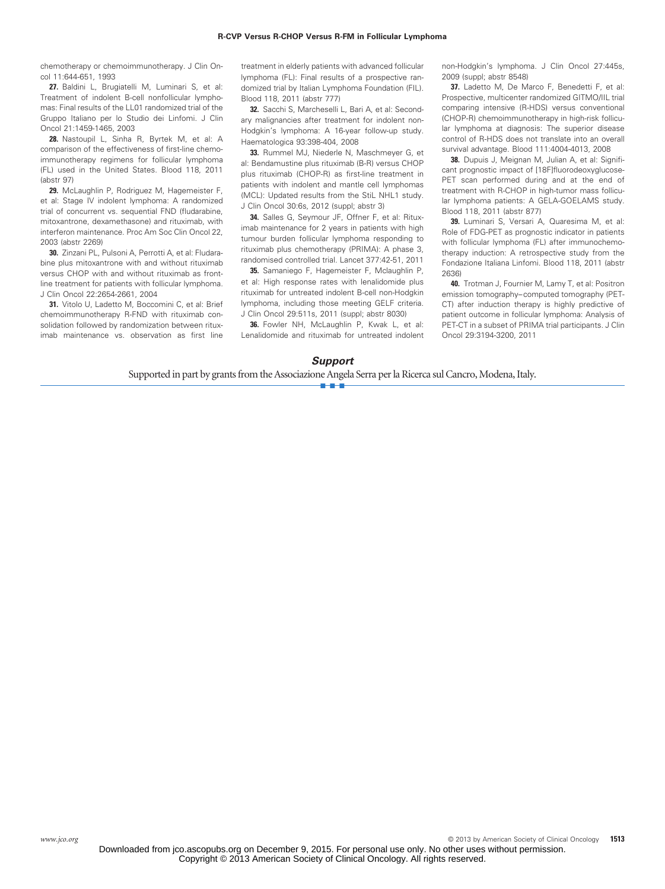chemotherapy or chemoimmunotherapy. J Clin Oncol 11:644-651, 1993

**27.** Baldini L, Brugiatelli M, Luminari S, et al: Treatment of indolent B-cell nonfollicular lymphomas: Final results of the LL01 randomized trial of the Gruppo Italiano per lo Studio dei Linfomi. J Clin Oncol 21:1459-1465, 2003

**28.** Nastoupil L, Sinha R, Byrtek M, et al: A comparison of the effectiveness of first-line chemoimmunotherapy regimens for follicular lymphoma (FL) used in the United States. Blood 118, 2011 (abstr 97)

**29.** McLaughlin P, Rodriguez M, Hagemeister F, et al: Stage IV indolent lymphoma: A randomized trial of concurrent vs. sequential FND (fludarabine, mitoxantrone, dexamethasone) and rituximab, with interferon maintenance. Proc Am Soc Clin Oncol 22, 2003 (abstr 2269)

**30.** Zinzani PL, Pulsoni A, Perrotti A, et al: Fludarabine plus mitoxantrone with and without rituximab versus CHOP with and without rituximab as front-line treatment for patients with follicular lymphoma. J Clin Oncol 22:2654-2661, 2004

**31.** Vitolo U, Ladetto M, Boccomini C, et al: Brief chemoimmunotherapy R-FND with rituximab consolidation followed by randomization between rituximab maintenance vs. observation as first line treatment in elderly patients with advanced follicular lymphoma (FL): Final results of a prospective randomized trial by Italian Lymphoma Foundation (FIL). Blood 118, 2011 (abstr 777)

**32.** Sacchi S, Marcheselli L, Bari A, et al: Secondary malignancies after treatment for indolent non-Hodgkin's lymphoma: A 16-year follow-up study. Haematologica 93:398-404, 2008

**33.** Rummel MJ, Niederle N, Maschmeyer G, et al: Bendamustine plus rituximab (B-R) versus CHOP plus rituximab (CHOP-R) as first-line treatment in patients with indolent and mantle cell lymphomas (MCL): Updated results from the StiL NHL1 study. J Clin Oncol 30:6s, 2012 (suppl; abstr 3)

**34.** Salles G, Seymour JF, Offner F, et al: Rituximab maintenance for 2 years in patients with high tumour burden follicular lymphoma responding to rituximab plus chemotherapy (PRIMA): A phase 3, randomised controlled trial. Lancet 377:42-51, 2011

**35.** Samaniego F, Hagemeister F, Mclaughlin P, et al: High response rates with lenalidomide plus rituximab for untreated indolent B-cell non-Hodgkin lymphoma, including those meeting GELF criteria. J Clin Oncol 29:511s, 2011 (suppl; abstr 8030)

**36.** Fowler NH, McLaughlin P, Kwak L, et al: Lenalidomide and rituximab for untreated indolent non-Hodgkin's lymphoma. J Clin Oncol 27:445s, 2009 (suppl; abstr 8548)

**37.** Ladetto M, De Marco F, Benedetti F, et al: Prospective, multicenter randomized GITMO/IIL trial comparing intensive (R-HDS) versus conventional (CHOP-R) chemoimmunotherapy in high-risk follicular lymphoma at diagnosis: The superior disease control of R-HDS does not translate into an overall survival advantage. Blood 111:4004-4013, 2008

**38.** Dupuis J, Meignan M, Julian A, et al: Significant prognostic impact of [18F]fluorodeoxyglucose-PET scan performed during and at the end of treatment with R-CHOP in high-tumor mass follicular lymphoma patients: A GELA-GOELAMS study. Blood 118, 2011 (abstr 877)

**39.** Luminari S, Versari A, Quaresima M, et al: Role of FDG-PET as prognostic indicator in patients with follicular lymphoma (FL) after immunochemotherapy induction: A retrospective study from the Fondazione Italiana Linfomi. Blood 118, 2011 (abstr 2636)

**40.** Trotman J, Fournier M, Lamy T, et al: Positron emission tomography–computed tomography (PET-CT) after induction therapy is highly predictive of patient outcome in follicular lymphoma: Analysis of PET-CT in a subset of PRIMA trial participants. J Clin Oncol 29:3194-3200, 2011

## Support

Supported in part by grants from the Associazione Angela Serra per la Ricerca sul Cancro, Modena, Italy.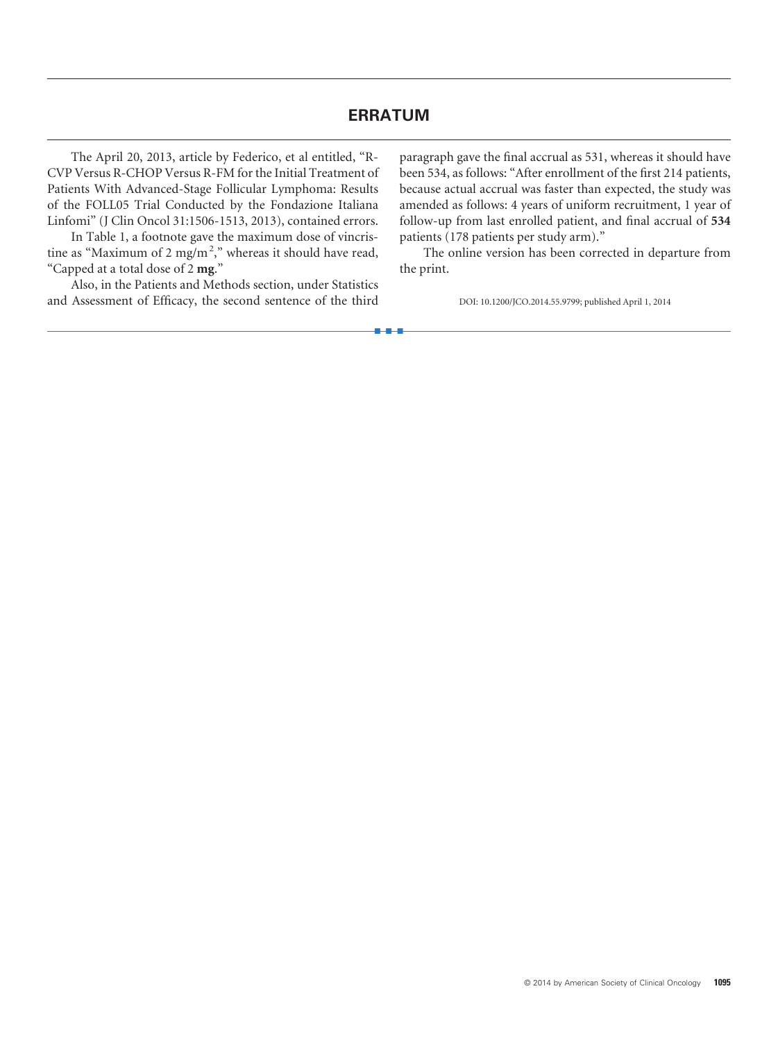# ERRATUM

The April 20, 2013, article by Federico, et al entitled, "R-CVP Versus R-CHOP Versus R-FM for the Initial Treatment of Patients With Advanced-Stage Follicular Lymphoma: Results of the FOLL05 Trial Conducted by the Fondazione Italiana Linfomi" (J Clin Oncol 31:1506-1513, 2013), contained errors.

In Table 1, a footnote gave the maximum dose of vincristine as "Maximum of 2 $mg/m^2$," whereas it should have read, "Capped at a total dose of 2 **mg**."

Also, in the Patients and Methods section, under Statistics and Assessment of Efficacy, the second sentence of the third paragraph gave the final accrual as 531, whereas it should have been 534, as follows: "After enrollment of the first 214 patients, because actual accrual was faster than expected, the study was amended as follows: 4 years of uniform recruitment, 1 year of follow-up from last enrolled patient, and final accrual of **534** patients (178 patients per study arm)."

The online version has been corrected in departure from the print.

DOI: 10.1200/JCO.2014.55.9799; published April 1, 2014

© 2014 by American Society of Clinical Oncology